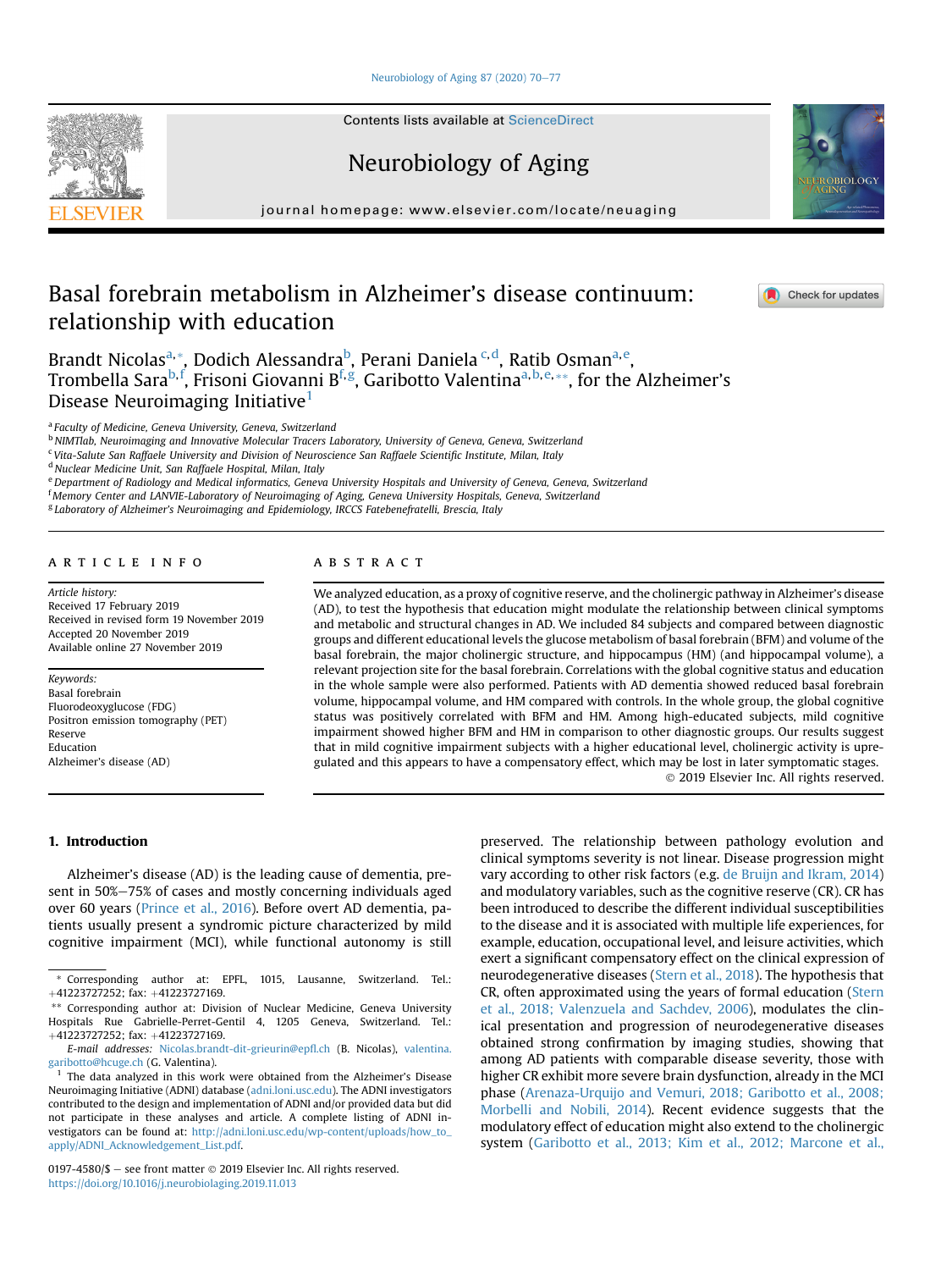# Basal forebrain metabolism in Alzheimer's disease continuum: relationship with education

Brandt Nicolas[a,*], Dodich Alessandra[b], Perani Daniela[c,d], Ratib Osman[a,e], Trombella Sara[b,f], Frisoni Giovanni B[f,g], Garibotto Valentina[a,b,e,**], for the Alzheimer's Disease Neuroimaging Initiative[1]

[a] Faculty of Medicine, Geneva University, Geneva, Switzerland
[b] NIMTlab, Neuroimaging and Innovative Molecular Tracers Laboratory, University of Geneva, Geneva, Switzerland
[c] Vita-Salute San Raffaele University and Division of Neuroscience San Raffaele Scientific Institute, Milan, Italy
[d] Nuclear Medicine Unit, San Raffaele Hospital, Milan, Italy
[e] Department of Radiology and Medical informatics, Geneva University Hospitals and University of Geneva, Geneva, Switzerland
[f] Memory Center and LANVIE-Laboratory of Neuroimaging of Aging, Geneva University Hospitals, Geneva, Switzerland
[g] Laboratory of Alzheimer's Neuroimaging and Epidemiology, IRCCS Fatebenefratelli, Brescia, Italy

## ARTICLE INFO

*Article history:*
Received 17 February 2019
Received in revised form 19 November 2019
Accepted 20 November 2019
Available online 27 November 2019

*Keywords:*
Basal forebrain
Fluorodeoxyglucose (FDG)
Positron emission tomography (PET)
Reserve
Education
Alzheimer's disease (AD)

## ABSTRACT

We analyzed education, as a proxy of cognitive reserve, and the cholinergic pathway in Alzheimer's disease (AD), to test the hypothesis that education might modulate the relationship between clinical symptoms and metabolic and structural changes in AD. We included 84 subjects and compared between diagnostic groups and different educational levels the glucose metabolism of basal forebrain (BFM) and volume of the basal forebrain, the major cholinergic structure, and hippocampus (HM) (and hippocampal volume), a relevant projection site for the basal forebrain. Correlations with the global cognitive status and education in the whole sample were also performed. Patients with AD dementia showed reduced basal forebrain volume, hippocampal volume, and HM compared with controls. In the whole group, the global cognitive status was positively correlated with BFM and HM. Among high-educated subjects, mild cognitive impairment showed higher BFM and HM in comparison to other diagnostic groups. Our results suggest that in mild cognitive impairment subjects with a higher educational level, cholinergic activity is upregulated and this appears to have a compensatory effect, which may be lost in later symptomatic stages.

© 2019 Elsevier Inc. All rights reserved.

## 1. Introduction

Alzheimer's disease (AD) is the leading cause of dementia, present in 50%–75% of cases and mostly concerning individuals aged over 60 years (Prince et al., 2016). Before overt AD dementia, patients usually present a syndromic picture characterized by mild cognitive impairment (MCI), while functional autonomy is still preserved. The relationship between pathology evolution and clinical symptoms severity is not linear. Disease progression might vary according to other risk factors (e.g. de Bruijn and Ikram, 2014) and modulatory variables, such as the cognitive reserve (CR). CR has been introduced to describe the different individual susceptibilities to the disease and it is associated with multiple life experiences, for example, education, occupational level, and leisure activities, which exert a significant compensatory effect on the clinical expression of neurodegenerative diseases (Stern et al., 2018). The hypothesis that CR, often approximated using the years of formal education (Stern et al., 2018; Valenzuela and Sachdev, 2006), modulates the clinical presentation and progression of neurodegenerative diseases obtained strong confirmation by imaging studies, showing that among AD patients with comparable disease severity, those with higher CR exhibit more severe brain dysfunction, already in the MCI phase (Arenaza-Urquijo and Vemuri, 2018; Garibotto et al., 2008; Morbelli and Nobili, 2014). Recent evidence suggests that the modulatory effect of education might also extend to the cholinergic system (Garibotto et al., 2013; Kim et al., 2012; Marcone et al.,

\* Corresponding author at: EPFL, 1015, Lausanne, Switzerland. Tel.: +41223727252; fax: +41223727169.

\*\* Corresponding author at: Division of Nuclear Medicine, Geneva University Hospitals Rue Gabrielle-Perret-Gentil 4, 1205 Geneva, Switzerland. Tel.: +41223727252; fax: +41223727169.

*E-mail addresses:* Nicolas.brandt-dit-grieurin@epfl.ch (B. Nicolas), valentina.garibotto@hcuge.ch (G. Valentina).

[1] The data analyzed in this work were obtained from the Alzheimer's Disease Neuroimaging Initiative (ADNI) database (adni.loni.usc.edu). The ADNI investigators contributed to the design and implementation of ADNI and/or provided data but did not participate in these analyses and article. A complete listing of ADNI investigators can be found at: http://adni.loni.usc.edu/wp-content/uploads/how_to_apply/ADNI_Acknowledgement_List.pdf.

0197-4580/$ – see front matter © 2019 Elsevier Inc. All rights reserved.
https://doi.org/10.1016/j.neurobiolaging.2019.11.013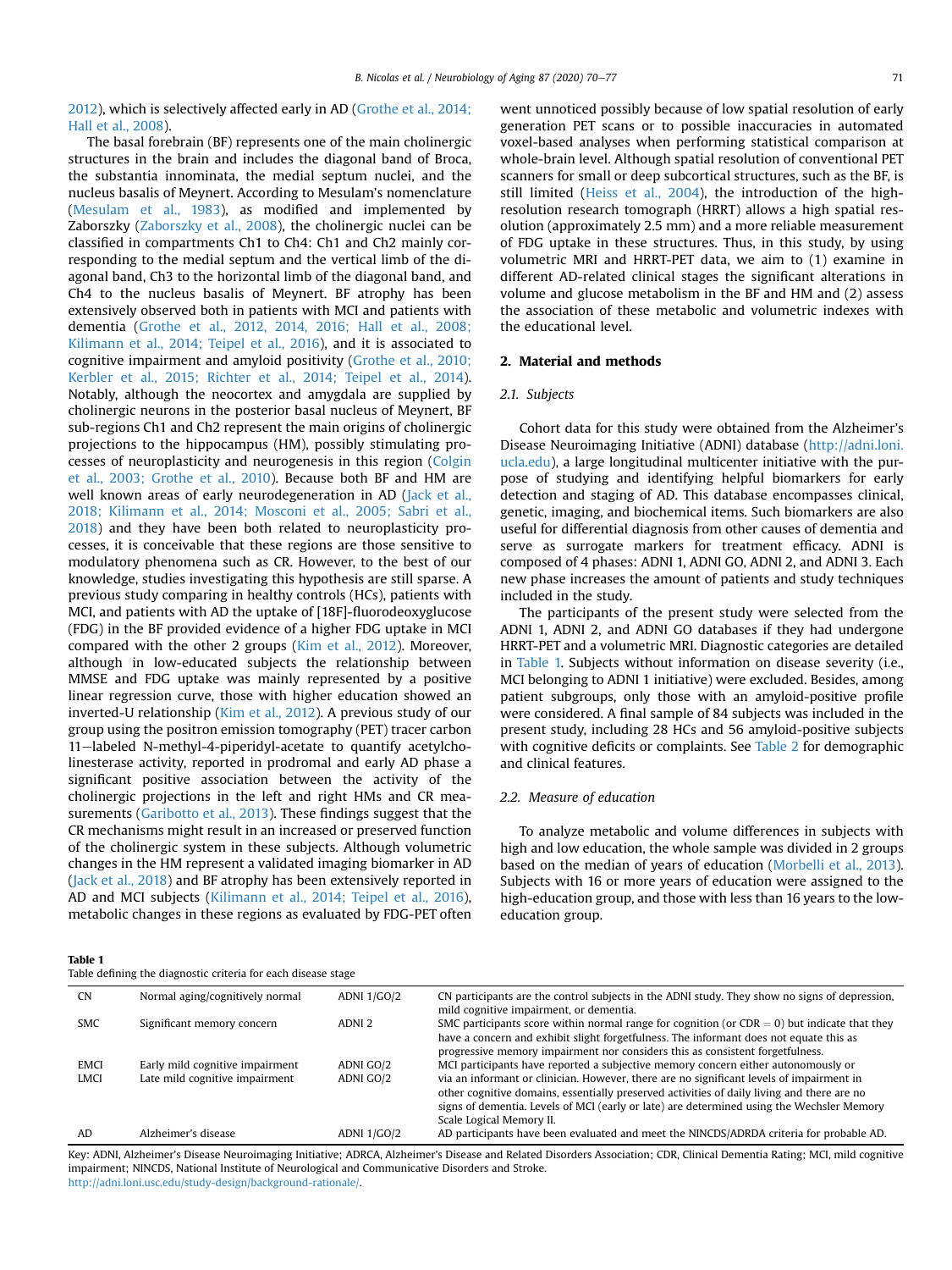2012), which is selectively affected early in AD (Grothe et al., 2014; Hall et al., 2008).

The basal forebrain (BF) represents one of the main cholinergic structures in the brain and includes the diagonal band of Broca, the substantia innominata, the medial septum nuclei, and the nucleus basalis of Meynert. According to Mesulam's nomenclature (Mesulam et al., 1983), as modified and implemented by Zaborszky (Zaborszky et al., 2008), the cholinergic nuclei can be classified in compartments Ch1 to Ch4: Ch1 and Ch2 mainly corresponding to the medial septum and the vertical limb of the diagonal band, Ch3 to the horizontal limb of the diagonal band, and Ch4 to the nucleus basalis of Meynert. BF atrophy has been extensively observed both in patients with MCI and patients with dementia (Grothe et al., 2012, 2014, 2016; Hall et al., 2008; Kilimann et al., 2014; Teipel et al., 2016), and it is associated to cognitive impairment and amyloid positivity (Grothe et al., 2010; Kerbler et al., 2015; Richter et al., 2014; Teipel et al., 2014). Notably, although the neocortex and amygdala are supplied by cholinergic neurons in the posterior basal nucleus of Meynert, BF sub-regions Ch1 and Ch2 represent the main origins of cholinergic projections to the hippocampus (HM), possibly stimulating processes of neuroplasticity and neurogenesis in this region (Colgin et al., 2003; Grothe et al., 2010). Because both BF and HM are well known areas of early neurodegeneration in AD (Jack et al., 2018; Kilimann et al., 2014; Mosconi et al., 2005; Sabri et al., 2018) and they have been both related to neuroplasticity processes, it is conceivable that these regions are those sensitive to modulatory phenomena such as CR. However, to the best of our knowledge, studies investigating this hypothesis are still sparse. A previous study comparing in healthy controls (HCs), patients with MCI, and patients with AD the uptake of [18F]-fluorodeoxyglucose (FDG) in the BF provided evidence of a higher FDG uptake in MCI compared with the other 2 groups (Kim et al., 2012). Moreover, although in low-educated subjects the relationship between MMSE and FDG uptake was mainly represented by a positive linear regression curve, those with higher education showed an inverted-U relationship (Kim et al., 2012). A previous study of our group using the positron emission tomography (PET) tracer carbon 11−labeled N-methyl-4-piperidyl-acetate to quantify acetylcholinesterase activity, reported in prodromal and early AD phase a significant positive association between the activity of the cholinergic projections in the left and right HMs and CR measurements (Garibotto et al., 2013). These findings suggest that the CR mechanisms might result in an increased or preserved function of the cholinergic system in these subjects. Although volumetric changes in the HM represent a validated imaging biomarker in AD (Jack et al., 2018) and BF atrophy has been extensively reported in AD and MCI subjects (Kilimann et al., 2014; Teipel et al., 2016), metabolic changes in these regions as evaluated by FDG-PET often went unnoticed possibly because of low spatial resolution of early generation PET scans or to possible inaccuracies in automated voxel-based analyses when performing statistical comparison at whole-brain level. Although spatial resolution of conventional PET scanners for small or deep subcortical structures, such as the BF, is still limited (Heiss et al., 2004), the introduction of the high-resolution research tomograph (HRRT) allows a high spatial resolution (approximately 2.5 mm) and a more reliable measurement of FDG uptake in these structures. Thus, in this study, by using volumetric MRI and HRRT-PET data, we aim to (1) examine in different AD-related clinical stages the significant alterations in volume and glucose metabolism in the BF and HM and (2) assess the association of these metabolic and volumetric indexes with the educational level.

## 2. Material and methods

### 2.1. Subjects

Cohort data for this study were obtained from the Alzheimer's Disease Neuroimaging Initiative (ADNI) database (http://adni.loni.ucla.edu), a large longitudinal multicenter initiative with the purpose of studying and identifying helpful biomarkers for early detection and staging of AD. This database encompasses clinical, genetic, imaging, and biochemical items. Such biomarkers are also useful for differential diagnosis from other causes of dementia and serve as surrogate markers for treatment efficacy. ADNI is composed of 4 phases: ADNI 1, ADNI GO, ADNI 2, and ADNI 3. Each new phase increases the amount of patients and study techniques included in the study.

The participants of the present study were selected from the ADNI 1, ADNI 2, and ADNI GO databases if they had undergone HRRT-PET and a volumetric MRI. Diagnostic categories are detailed in Table 1. Subjects without information on disease severity (i.e., MCI belonging to ADNI 1 initiative) were excluded. Besides, among patient subgroups, only those with an amyloid-positive profile were considered. A final sample of 84 subjects was included in the present study, including 28 HCs and 56 amyloid-positive subjects with cognitive deficits or complaints. See Table 2 for demographic and clinical features.

### 2.2. Measure of education

To analyze metabolic and volume differences in subjects with high and low education, the whole sample was divided in 2 groups based on the median of years of education (Morbelli et al., 2013). Subjects with 16 or more years of education were assigned to the high-education group, and those with less than 16 years to the low-education group.

**Table 1**
Table defining the diagnostic criteria for each disease stage

| | | | |
|---|---|---|---|
| CN | Normal aging/cognitively normal | ADNI 1/GO/2 | CN participants are the control subjects in the ADNI study. They show no signs of depression, mild cognitive impairment, or dementia. |
| SMC | Significant memory concern | ADNI 2 | SMC participants score within normal range for cognition (or CDR = 0) but indicate that they have a concern and exhibit slight forgetfulness. The informant does not equate this as progressive memory impairment nor considers this as consistent forgetfulness. |
| EMCI | Early mild cognitive impairment | ADNI GO/2 | MCI participants have reported a subjective memory concern either autonomously or via an informant or clinician. However, there are no significant levels of impairment in other cognitive domains, essentially preserved activities of daily living and there are no signs of dementia. Levels of MCI (early or late) are determined using the Wechsler Memory Scale Logical Memory II. |
| LMCI | Late mild cognitive impairment | ADNI GO/2 | |
| AD | Alzheimer's disease | ADNI 1/GO/2 | AD participants have been evaluated and meet the NINCDS/ADRDA criteria for probable AD. |

Key: ADNI, Alzheimer's Disease Neuroimaging Initiative; ADRCA, Alzheimer's Disease and Related Disorders Association; CDR, Clinical Dementia Rating; MCI, mild cognitive impairment; NINCDS, National Institute of Neurological and Communicative Disorders and Stroke.
http://adni.loni.usc.edu/study-design/background-rationale/.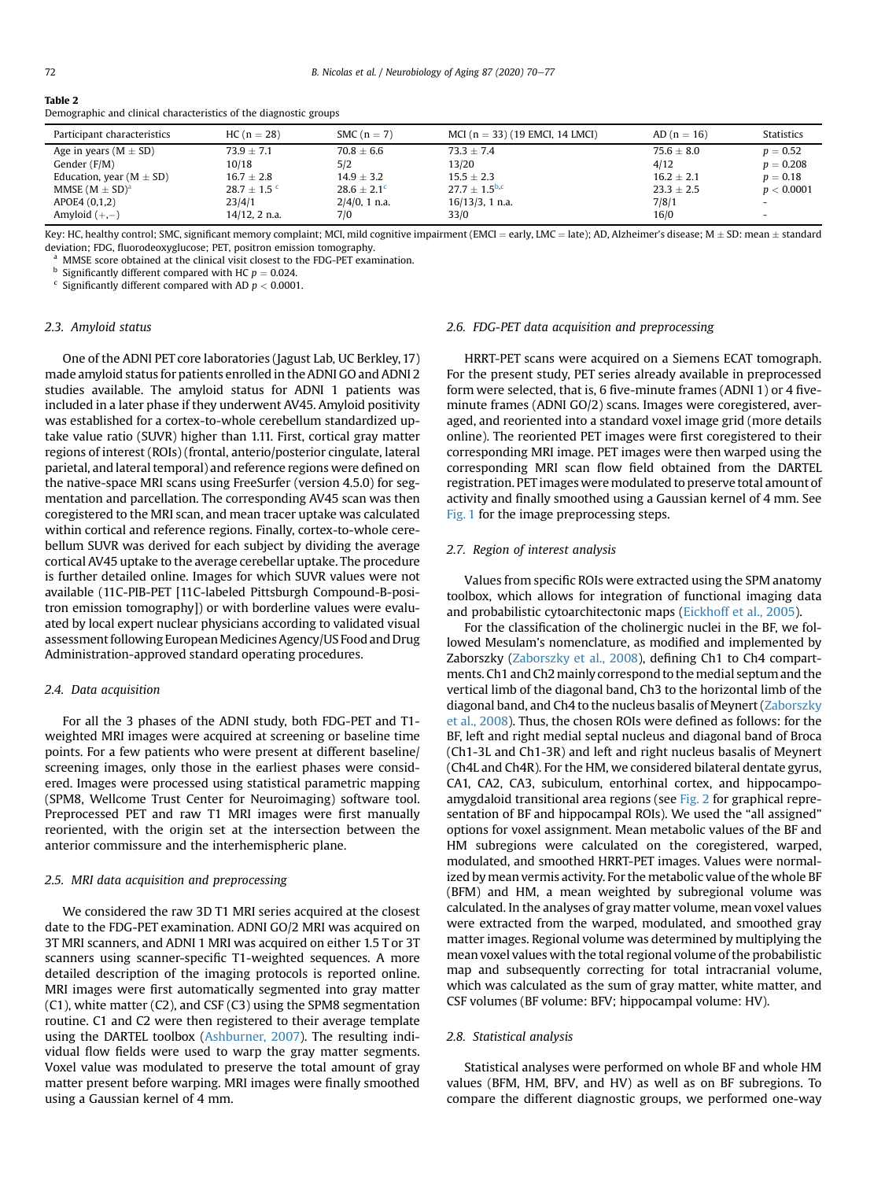**Table 2**
Demographic and clinical characteristics of the diagnostic groups

| Participant characteristics | HC (n = 28) | SMC (n = 7) | MCI (n = 33) (19 EMCI, 14 LMCI) | AD (n = 16) | Statistics |
|---|---|---|---|---|---|
| Age in years (M ± SD) | 73.9 ± 7.1 | 70.8 ± 6.6 | 73.3 ± 7.4 | 75.6 ± 8.0 | $p = 0.52$ |
| Gender (F/M) | 10/18 | 5/2 | 13/20 | 4/12 | $p = 0.208$ |
| Education, year (M ± SD) | 16.7 ± 2.8 | 14.9 ± 3.2 | 15.5 ± 2.3 | 16.2 ± 2.1 | $p = 0.18$ |
| MMSE (M ± SD)[a] | 28.7 ± 1.5 [c] | 28.6 ± 2.1[c] | 27.7 ± 1.5[b,c] | 23.3 ± 2.5 | $p < 0.0001$ |
| APOE4 (0,1,2) | 23/4/1 | 2/4/0, 1 n.a. | 16/13/3, 1 n.a. | 7/8/1 | - |
| Amyloid (+,−) | 14/12, 2 n.a. | 7/0 | 33/0 | 16/0 | - |

Key: HC, healthy control; SMC, significant memory complaint; MCI, mild cognitive impairment (EMCI = early, LMC = late); AD, Alzheimer's disease; M ± SD: mean ± standard deviation; FDG, fluorodeoxyglucose; PET, positron emission tomography.
[a] MMSE score obtained at the clinical visit closest to the FDG-PET examination.
[b] Significantly different compared with HC $p = 0.024$.
[c] Significantly different compared with AD $p < 0.0001$.

### 2.3. Amyloid status

One of the ADNI PET core laboratories (Jagust Lab, UC Berkley, 17) made amyloid status for patients enrolled in the ADNI GO and ADNI 2 studies available. The amyloid status for ADNI 1 patients was included in a later phase if they underwent AV45. Amyloid positivity was established for a cortex-to-whole cerebellum standardized uptake value ratio (SUVR) higher than 1.11. First, cortical gray matter regions of interest (ROIs) (frontal, anterio/posterior cingulate, lateral parietal, and lateral temporal) and reference regions were defined on the native-space MRI scans using FreeSurfer (version 4.5.0) for segmentation and parcellation. The corresponding AV45 scan was then coregistered to the MRI scan, and mean tracer uptake was calculated within cortical and reference regions. Finally, cortex-to-whole cerebellum SUVR was derived for each subject by dividing the average cortical AV45 uptake to the average cerebellar uptake. The procedure is further detailed online. Images for which SUVR values were not available (11C-PIB-PET [11C-labeled Pittsburgh Compound-B-positron emission tomography]) or with borderline values were evaluated by local expert nuclear physicians according to validated visual assessment following European Medicines Agency/US Food and Drug Administration-approved standard operating procedures.

### 2.4. Data acquisition

For all the 3 phases of the ADNI study, both FDG-PET and T1-weighted MRI images were acquired at screening or baseline time points. For a few patients who were present at different baseline/screening images, only those in the earliest phases were considered. Images were processed using statistical parametric mapping (SPM8, Wellcome Trust Center for Neuroimaging) software tool. Preprocessed PET and raw T1 MRI images were first manually reoriented, with the origin set at the intersection between the anterior commissure and the interhemispheric plane.

### 2.5. MRI data acquisition and preprocessing

We considered the raw 3D T1 MRI series acquired at the closest date to the FDG-PET examination. ADNI GO/2 MRI was acquired on 3T MRI scanners, and ADNI 1 MRI was acquired on either 1.5 T or 3T scanners using scanner-specific T1-weighted sequences. A more detailed description of the imaging protocols is reported online. MRI images were first automatically segmented into gray matter (C1), white matter (C2), and CSF (C3) using the SPM8 segmentation routine. C1 and C2 were then registered to their average template using the DARTEL toolbox (Ashburner, 2007). The resulting individual flow fields were used to warp the gray matter segments. Voxel value was modulated to preserve the total amount of gray matter present before warping. MRI images were finally smoothed using a Gaussian kernel of 4 mm.

### 2.6. FDG-PET data acquisition and preprocessing

HRRT-PET scans were acquired on a Siemens ECAT tomograph. For the present study, PET series already available in preprocessed form were selected, that is, 6 five-minute frames (ADNI 1) or 4 five-minute frames (ADNI GO/2) scans. Images were coregistered, averaged, and reoriented into a standard voxel image grid (more details online). The reoriented PET images were first coregistered to their corresponding MRI image. PET images were then warped using the corresponding MRI scan flow field obtained from the DARTEL registration. PET images were modulated to preserve total amount of activity and finally smoothed using a Gaussian kernel of 4 mm. See Fig. 1 for the image preprocessing steps.

### 2.7. Region of interest analysis

Values from specific ROIs were extracted using the SPM anatomy toolbox, which allows for integration of functional imaging data and probabilistic cytoarchitectonic maps (Eickhoff et al., 2005).

For the classification of the cholinergic nuclei in the BF, we followed Mesulam's nomenclature, as modified and implemented by Zaborszky (Zaborszky et al., 2008), defining Ch1 to Ch4 compartments. Ch1 and Ch2 mainly correspond to the medial septum and the vertical limb of the diagonal band, Ch3 to the horizontal limb of the diagonal band, and Ch4 to the nucleus basalis of Meynert (Zaborszky et al., 2008). Thus, the chosen ROIs were defined as follows: for the BF, left and right medial septal nucleus and diagonal band of Broca (Ch1-3L and Ch1-3R) and left and right nucleus basalis of Meynert (Ch4L and Ch4R). For the HM, we considered bilateral dentate gyrus, CA1, CA2, CA3, subiculum, entorhinal cortex, and hippocampo-amygdaloid transitional area regions (see Fig. 2 for graphical representation of BF and hippocampal ROIs). We used the "all assigned" options for voxel assignment. Mean metabolic values of the BF and HM subregions were calculated on the coregistered, warped, modulated, and smoothed HRRT-PET images. Values were normalized by mean vermis activity. For the metabolic value of the whole BF (BFM) and HM, a mean weighted by subregional volume was calculated. In the analyses of gray matter volume, mean voxel values were extracted from the warped, modulated, and smoothed gray matter images. Regional volume was determined by multiplying the mean voxel values with the total regional volume of the probabilistic map and subsequently correcting for total intracranial volume, which was calculated as the sum of gray matter, white matter, and CSF volumes (BF volume: BFV; hippocampal volume: HV).

### 2.8. Statistical analysis

Statistical analyses were performed on whole BF and whole HM values (BFM, HM, BFV, and HV) as well as on BF subregions. To compare the different diagnostic groups, we performed one-way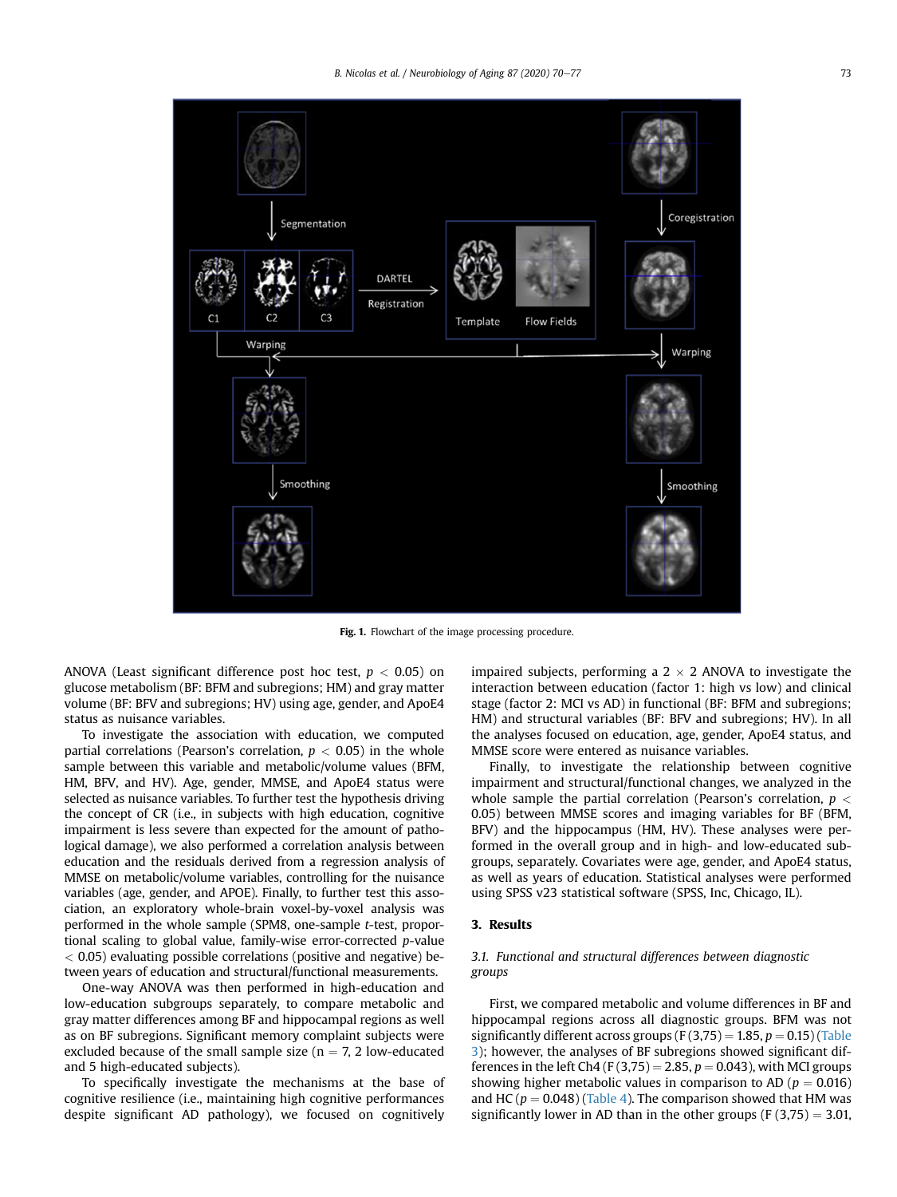Fig. 1. Flowchart of the image processing procedure.

ANOVA (Least significant difference post hoc test, $p < 0.05$) on glucose metabolism (BF: BFM and subregions; HM) and gray matter volume (BF: BFV and subregions; HV) using age, gender, and ApoE4 status as nuisance variables.

To investigate the association with education, we computed partial correlations (Pearson's correlation, $p < 0.05$) in the whole sample between this variable and metabolic/volume values (BFM, HM, BFV, and HV). Age, gender, MMSE, and ApoE4 status were selected as nuisance variables. To further test the hypothesis driving the concept of CR (i.e., in subjects with high education, cognitive impairment is less severe than expected for the amount of pathological damage), we also performed a correlation analysis between education and the residuals derived from a regression analysis of MMSE on metabolic/volume variables, controlling for the nuisance variables (age, gender, and APOE). Finally, to further test this association, an exploratory whole-brain voxel-by-voxel analysis was performed in the whole sample (SPM8, one-sample $t$-test, proportional scaling to global value, family-wise error-corrected $p$-value $< 0.05$) evaluating possible correlations (positive and negative) between years of education and structural/functional measurements.

One-way ANOVA was then performed in high-education and low-education subgroups separately, to compare metabolic and gray matter differences among BF and hippocampal regions as well as on BF subregions. Significant memory complaint subjects were excluded because of the small sample size (n = 7, 2 low-educated and 5 high-educated subjects).

To specifically investigate the mechanisms at the base of cognitive resilience (i.e., maintaining high cognitive performances despite significant AD pathology), we focused on cognitively impaired subjects, performing a 2 × 2 ANOVA to investigate the interaction between education (factor 1: high vs low) and clinical stage (factor 2: MCI vs AD) in functional (BF: BFM and subregions; HM) and structural variables (BF: BFV and subregions; HV). In all the analyses focused on education, age, gender, ApoE4 status, and MMSE score were entered as nuisance variables.

Finally, to investigate the relationship between cognitive impairment and structural/functional changes, we analyzed in the whole sample the partial correlation (Pearson's correlation, $p < 0.05$) between MMSE scores and imaging variables for BF (BFM, BFV) and the hippocampus (HM, HV). These analyses were performed in the overall group and in high- and low-educated subgroups, separately. Covariates were age, gender, and ApoE4 status, as well as years of education. Statistical analyses were performed using SPSS v23 statistical software (SPSS, Inc, Chicago, IL).

## 3. Results

### 3.1. Functional and structural differences between diagnostic groups

First, we compared metabolic and volume differences in BF and hippocampal regions across all diagnostic groups. BFM was not significantly different across groups ($F(3,75) = 1.85$, $p = 0.15$) (Table 3); however, the analyses of BF subregions showed significant differences in the left Ch4 ($F(3,75) = 2.85$, $p = 0.043$), with MCI groups showing higher metabolic values in comparison to AD ($p = 0.016$) and HC ($p = 0.048$) (Table 4). The comparison showed that HM was significantly lower in AD than in the other groups ($F(3,75) = 3.01$,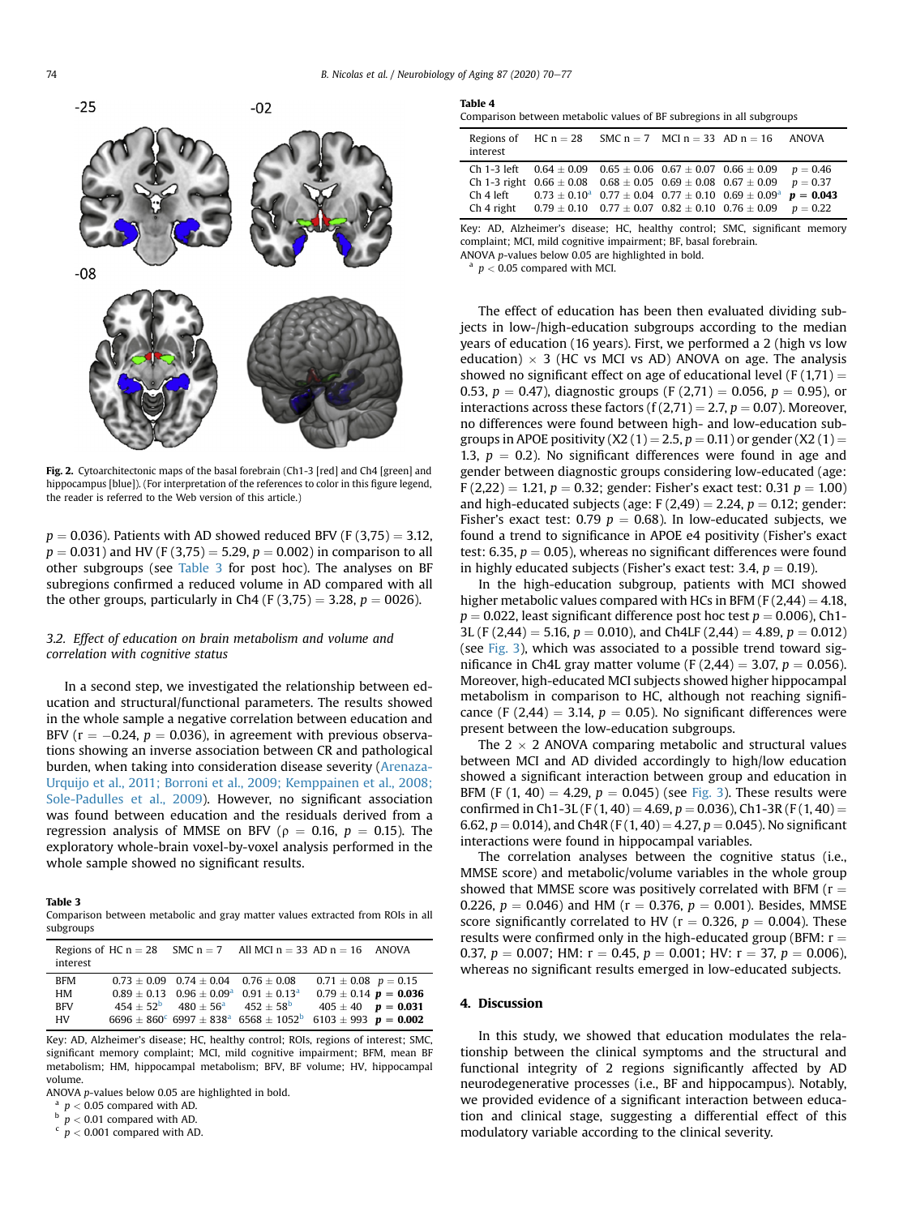Fig. 2. Cytoarchitectonic maps of the basal forebrain (Ch1-3 [red] and Ch4 [green] and hippocampus [blue]). (For interpretation of the references to color in this figure legend, the reader is referred to the Web version of this article.)

$p = 0.036$). Patients with AD showed reduced BFV ($F(3,75) = 3.12$, $p = 0.031$) and HV ($F(3,75) = 5.29$, $p = 0.002$) in comparison to all other subgroups (see Table 3 for post hoc). The analyses on BF subregions confirmed a reduced volume in AD compared with all the other groups, particularly in Ch4 ($F(3,75) = 3.28$, $p = 0026$).

### 3.2. Effect of education on brain metabolism and volume and correlation with cognitive status

In a second step, we investigated the relationship between education and structural/functional parameters. The results showed in the whole sample a negative correlation between education and BFV ($r = -0.24$, $p = 0.036$), in agreement with previous observations showing an inverse association between CR and pathological burden, when taking into consideration disease severity (Arenaza-Urquijo et al., 2011; Borroni et al., 2009; Kemppainen et al., 2008; Sole-Padulles et al., 2009). However, no significant association was found between education and the residuals derived from a regression analysis of MMSE on BFV ($\rho = 0.16$, $p = 0.15$). The exploratory whole-brain voxel-by-voxel analysis performed in the whole sample showed no significant results.

**Table 3**
Comparison between metabolic and gray matter values extracted from ROIs in all subgroups

| Regions of interest | HC n = 28 | SMC n = 7 | All MCI n = 33 | AD n = 16 | ANOVA |
|---|---|---|---|---|---|
| BFM | 0.73 ± 0.09 | 0.74 ± 0.04 | 0.76 ± 0.08 | 0.71 ± 0.08 | $p = 0.15$ |
| HM | 0.89 ± 0.13 | 0.96 ± 0.09[a] | 0.91 ± 0.13[a] | 0.79 ± 0.14 | $\mathbf{p = 0.036}$ |
| BFV | 454 ± 52[b] | 480 ± 56[a] | 452 ± 58[b] | 405 ± 40 | $\mathbf{p = 0.031}$ |
| HV | 6696 ± 860[c] | 6997 ± 838[a] | 6568 ± 1052[b] | 6103 ± 993 | $\mathbf{p = 0.002}$ |

Key: AD, Alzheimer's disease; HC, healthy control; ROIs, regions of interest; SMC, significant memory complaint; MCI, mild cognitive impairment; BFM, mean BF metabolism; HM, hippocampal metabolism; BFV, BF volume; HV, hippocampal volume.
ANOVA $p$-values below 0.05 are highlighted in bold.
[a] $p < 0.05$ compared with AD.
[b] $p < 0.01$ compared with AD.
[c] $p < 0.001$ compared with AD.

**Table 4**
Comparison between metabolic values of BF subregions in all subgroups

| Regions of interest | HC n = 28 | SMC n = 7 | MCI n = 33 | AD n = 16 | ANOVA |
|---|---|---|---|---|---|
| Ch 1-3 left | 0.64 ± 0.09 | 0.65 ± 0.06 | 0.67 ± 0.07 | 0.66 ± 0.09 | $p = 0.46$ |
| Ch 1-3 right | 0.66 ± 0.08 | 0.68 ± 0.05 | 0.69 ± 0.08 | 0.67 ± 0.09 | $p = 0.37$ |
| Ch 4 left | 0.73 ± 0.10[a] | 0.77 ± 0.04 | 0.77 ± 0.10 | 0.69 ± 0.09[a] | $\mathbf{p = 0.043}$ |
| Ch 4 right | 0.79 ± 0.10 | 0.77 ± 0.07 | 0.82 ± 0.10 | 0.76 ± 0.09 | $p = 0.22$ |

Key: AD, Alzheimer's disease; HC, healthy control; SMC, significant memory complaint; MCI, mild cognitive impairment; BF, basal forebrain.
ANOVA $p$-values below 0.05 are highlighted in bold.
[a] $p < 0.05$ compared with MCI.

The effect of education has been then evaluated dividing subjects in low-/high-education subgroups according to the median years of education (16 years). First, we performed a 2 (high vs low education) × 3 (HC vs MCI vs AD) ANOVA on age. The analysis showed no significant effect on age of educational level ($F(1,71) = 0.53$, $p = 0.47$), diagnostic groups ($F(2,71) = 0.056$, $p = 0.95$), or interactions across these factors ($f(2,71) = 2.7$, $p = 0.07$). Moreover, no differences were found between high- and low-education subgroups in APOE positivity ($X2(1) = 2.5$, $p = 0.11$) or gender ($X2(1) = 1.3$, $p = 0.2$). No significant differences were found in age and gender between diagnostic groups considering low-educated (age: $F(2,22) = 1.21$, $p = 0.32$; gender: Fisher's exact test: 0.31 $p = 1.00$) and high-educated subjects (age: $F(2,49) = 2.24$, $p = 0.12$; gender: Fisher's exact test: 0.79 $p = 0.68$). In low-educated subjects, we found a trend to significance in APOE e4 positivity (Fisher's exact test: 6.35, $p = 0.05$), whereas no significant differences were found in highly educated subjects (Fisher's exact test: 3.4, $p = 0.19$).

In the high-education subgroup, patients with MCI showed higher metabolic values compared with HCs in BFM ($F(2,44) = 4.18$, $p = 0.022$, least significant difference post hoc test $p = 0.006$), Ch1-3L ($F(2,44) = 5.16$, $p = 0.010$), and Ch4LF ($2,44) = 4.89$, $p = 0.012$) (see Fig. 3), which was associated to a possible trend toward significance in Ch4L gray matter volume ($F(2,44) = 3.07$, $p = 0.056$). Moreover, high-educated MCI subjects showed higher hippocampal metabolism in comparison to HC, although not reaching significance ($F(2,44) = 3.14$, $p = 0.05$). No significant differences were present between the low-education subgroups.

The 2 × 2 ANOVA comparing metabolic and structural values between MCI and AD divided accordingly to high/low education showed a significant interaction between group and education in BFM ($F(1, 40) = 4.29$, $p = 0.045$) (see Fig. 3). These results were confirmed in Ch1-3L ($F(1,40) = 4.69$, $p = 0.036$), Ch1-3R ($F(1,40) = 6.62$, $p = 0.014$), and Ch4R ($F(1,40) = 4.27$, $p = 0.045$). No significant interactions were found in hippocampal variables.

The correlation analyses between the cognitive status (i.e., MMSE score) and metabolic/volume variables in the whole group showed that MMSE score was positively correlated with BFM ($r = 0.226$, $p = 0.046$) and HM ($r = 0.376$, $p = 0.001$). Besides, MMSE score significantly correlated to HV ($r = 0.326$, $p = 0.004$). These results were confirmed only in the high-educated group (BFM: $r = 0.37$, $p = 0.007$; HM: $r = 0.45$, $p = 0.001$; HV: $r = 37$, $p = 0.006$), whereas no significant results emerged in low-educated subjects.

## 4. Discussion

In this study, we showed that education modulates the relationship between the clinical symptoms and the structural and functional integrity of 2 regions significantly affected by AD neurodegenerative processes (i.e., BF and hippocampus). Notably, we provided evidence of a significant interaction between education and clinical stage, suggesting a differential effect of this modulatory variable according to the clinical severity.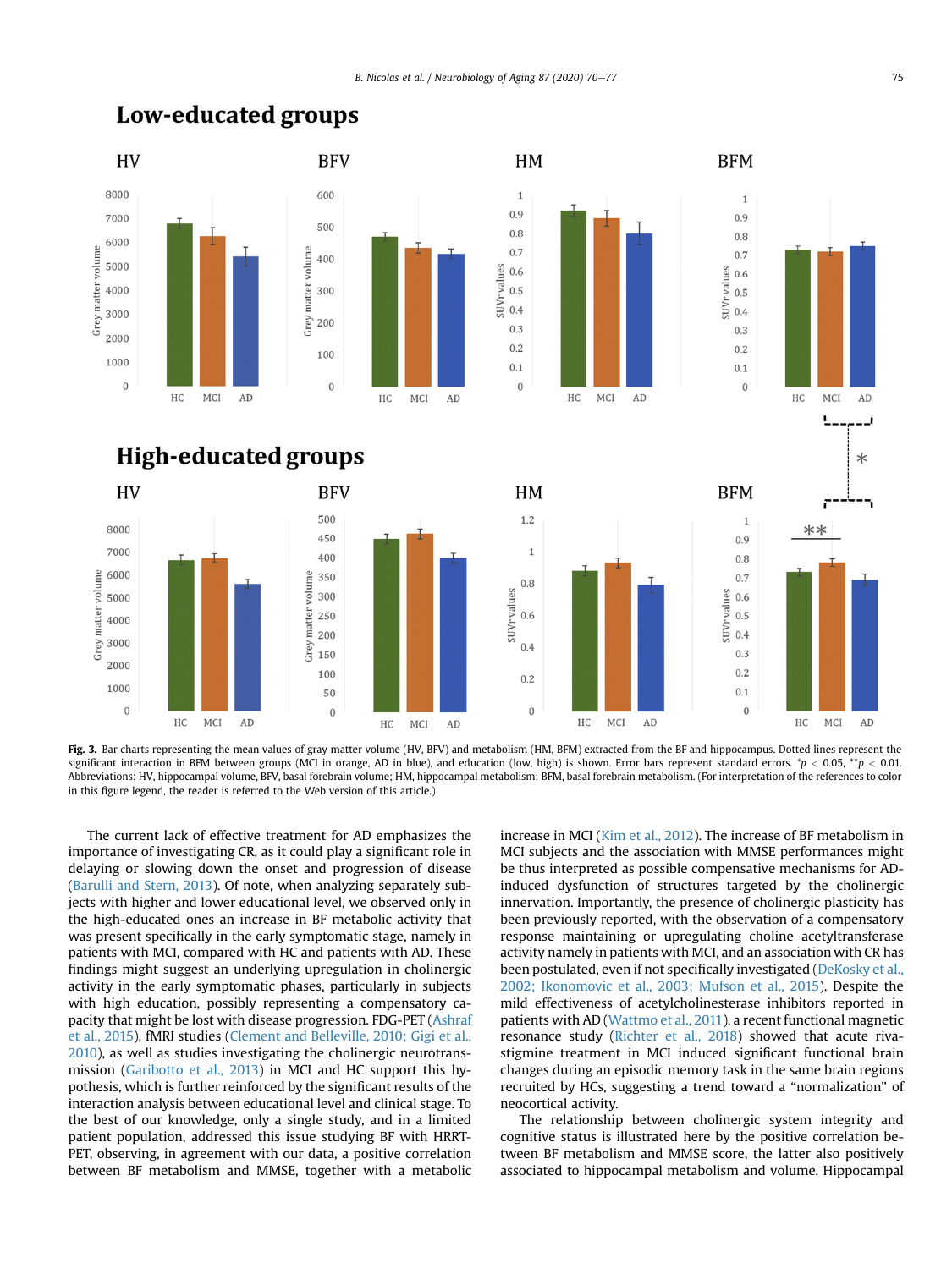**Fig. 3.** Bar charts representing the mean values of gray matter volume (HV, BFV) and metabolism (HM, BFM) extracted from the BF and hippocampus. Dotted lines represent the significant interaction in BFM between groups (MCI in orange, AD in blue), and education (low, high) is shown. Error bars represent standard errors. *$p < 0.05$, **$p < 0.01$. Abbreviations: HV, hippocampal volume, BFV, basal forebrain volume; HM, hippocampal metabolism; BFM, basal forebrain metabolism. (For interpretation of the references to color in this figure legend, the reader is referred to the Web version of this article.)

The current lack of effective treatment for AD emphasizes the importance of investigating CR, as it could play a significant role in delaying or slowing down the onset and progression of disease (Barulli and Stern, 2013). Of note, when analyzing separately subjects with higher and lower educational level, we observed only in the high-educated ones an increase in BF metabolic activity that was present specifically in the early symptomatic stage, namely in patients with MCI, compared with HC and patients with AD. These findings might suggest an underlying upregulation in cholinergic activity in the early symptomatic phases, particularly in subjects with high education, possibly representing a compensatory capacity that might be lost with disease progression. FDG-PET (Ashraf et al., 2015), fMRI studies (Clement and Belleville, 2010; Gigi et al., 2010), as well as studies investigating the cholinergic neurotransmission (Garibotto et al., 2013) in MCI and HC support this hypothesis, which is further reinforced by the significant results of the interaction analysis between educational level and clinical stage. To the best of our knowledge, only a single study, and in a limited patient population, addressed this issue studying BF with HRRT-PET, observing, in agreement with our data, a positive correlation between BF metabolism and MMSE, together with a metabolic increase in MCI (Kim et al., 2012). The increase of BF metabolism in MCI subjects and the association with MMSE performances might be thus interpreted as possible compensative mechanisms for AD-induced dysfunction of structures targeted by the cholinergic innervation. Importantly, the presence of cholinergic plasticity has been previously reported, with the observation of a compensatory response maintaining or upregulating choline acetyltransferase activity namely in patients with MCI, and an association with CR has been postulated, even if not specifically investigated (DeKosky et al., 2002; Ikonomovic et al., 2003; Mufson et al., 2015). Despite the mild effectiveness of acetylcholinesterase inhibitors reported in patients with AD (Wattmo et al., 2011), a recent functional magnetic resonance study (Richter et al., 2018) showed that acute rivastigmine treatment in MCI induced significant functional brain changes during an episodic memory task in the same brain regions recruited by HCs, suggesting a trend toward a "normalization" of neocortical activity.

The relationship between cholinergic system integrity and cognitive status is illustrated here by the positive correlation between BF metabolism and MMSE score, the latter also positively associated to hippocampal metabolism and volume. Hippocampal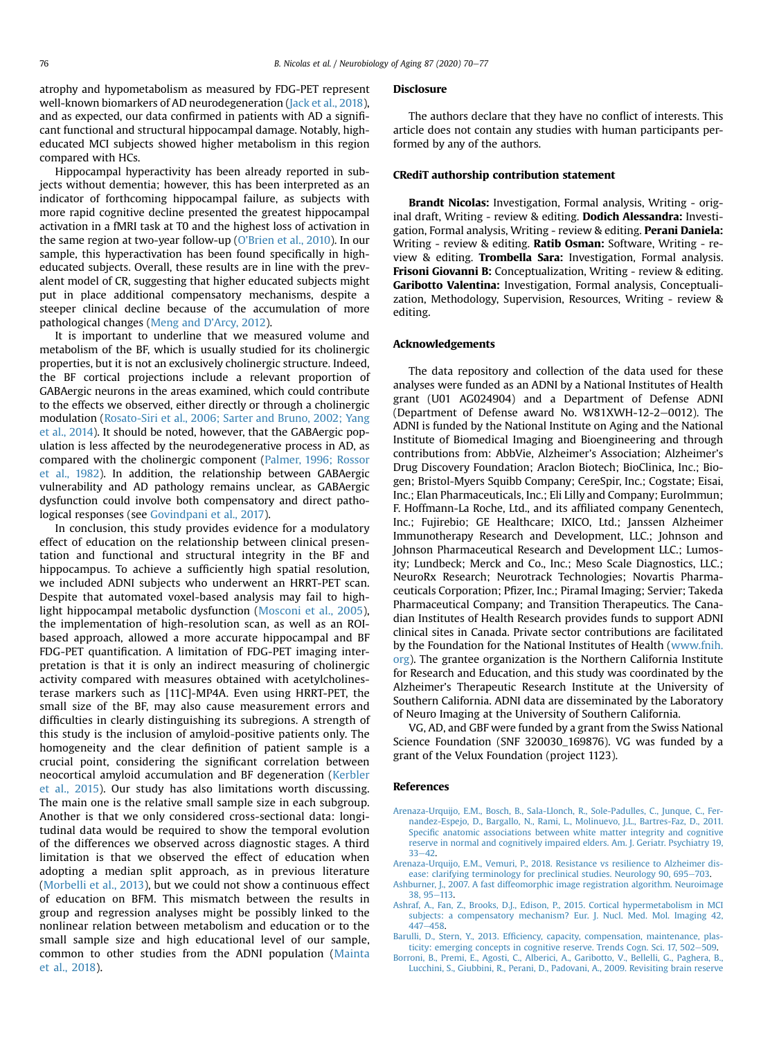atrophy and hypometabolism as measured by FDG-PET represent well-known biomarkers of AD neurodegeneration (Jack et al., 2018), and as expected, our data confirmed in patients with AD a significant functional and structural hippocampal damage. Notably, high-educated MCI subjects showed higher metabolism in this region compared with HCs.

Hippocampal hyperactivity has been already reported in subjects without dementia; however, this has been interpreted as an indicator of forthcoming hippocampal failure, as subjects with more rapid cognitive decline presented the greatest hippocampal activation in a fMRI task at T0 and the highest loss of activation in the same region at two-year follow-up (O'Brien et al., 2010). In our sample, this hyperactivation has been found specifically in high-educated subjects. Overall, these results are in line with the prevalent model of CR, suggesting that higher educated subjects might put in place additional compensatory mechanisms, despite a steeper clinical decline because of the accumulation of more pathological changes (Meng and D'Arcy, 2012).

It is important to underline that we measured volume and metabolism of the BF, which is usually studied for its cholinergic properties, but it is not an exclusively cholinergic structure. Indeed, the BF cortical projections include a relevant proportion of GABAergic neurons in the areas examined, which could contribute to the effects we observed, either directly or through a cholinergic modulation (Rosato-Siri et al., 2006; Sarter and Bruno, 2002; Yang et al., 2014). It should be noted, however, that the GABAergic population is less affected by the neurodegenerative process in AD, as compared with the cholinergic component (Palmer, 1996; Rossor et al., 1982). In addition, the relationship between GABAergic vulnerability and AD pathology remains unclear, as GABAergic dysfunction could involve both compensatory and direct pathological responses (see Govindpani et al., 2017).

In conclusion, this study provides evidence for a modulatory effect of education on the relationship between clinical presentation and functional and structural integrity in the BF and hippocampus. To achieve a sufficiently high spatial resolution, we included ADNI subjects who underwent an HRRT-PET scan. Despite that automated voxel-based analysis may fail to highlight hippocampal metabolic dysfunction (Mosconi et al., 2005), the implementation of high-resolution scan, as well as an ROI-based approach, allowed a more accurate hippocampal and BF FDG-PET quantification. A limitation of FDG-PET imaging interpretation is that it is only an indirect measuring of cholinergic activity compared with measures obtained with acetylcholinesterase markers such as [11C]-MP4A. Even using HRRT-PET, the small size of the BF, may also cause measurement errors and difficulties in clearly distinguishing its subregions. A strength of this study is the inclusion of amyloid-positive patients only. The homogeneity and the clear definition of patient sample is a crucial point, considering the significant correlation between neocortical amyloid accumulation and BF degeneration (Kerbler et al., 2015). Our study has also limitations worth discussing. The main one is the relative small sample size in each subgroup. Another is that we only considered cross-sectional data: longitudinal data would be required to show the temporal evolution of the differences we observed across diagnostic stages. A third limitation is that we observed the effect of education when adopting a median split approach, as in previous literature (Morbelli et al., 2013), but we could not show a continuous effect of education on BFM. This mismatch between the results in group and regression analyses might be possibly linked to the nonlinear relation between metabolism and education or to the small sample size and high educational level of our sample, common to other studies from the ADNI population (Mainta et al., 2018).

## Disclosure

The authors declare that they have no conflict of interests. This article does not contain any studies with human participants performed by any of the authors.

## CRediT authorship contribution statement

**Brandt Nicolas:** Investigation, Formal analysis, Writing - original draft, Writing - review & editing. **Dodich Alessandra:** Investigation, Formal analysis, Writing - review & editing. **Perani Daniela:** Writing - review & editing. **Ratib Osman:** Software, Writing - review & editing. **Trombella Sara:** Investigation, Formal analysis. **Frisoni Giovanni B:** Conceptualization, Writing - review & editing. **Garibotto Valentina:** Investigation, Formal analysis, Conceptualization, Methodology, Supervision, Resources, Writing - review & editing.

## Acknowledgements

The data repository and collection of the data used for these analyses were funded as an ADNI by a National Institutes of Health grant (U01 AG024904) and a Department of Defense ADNI (Department of Defense award No. W81XWH-12-2−0012). The ADNI is funded by the National Institute on Aging and the National Institute of Biomedical Imaging and Bioengineering and through contributions from: AbbVie, Alzheimer's Association; Alzheimer's Drug Discovery Foundation; Araclon Biotech; BioClinica, Inc.; Biogen; Bristol-Myers Squibb Company; CereSpir, Inc.; Cogstate; Eisai, Inc.; Elan Pharmaceuticals, Inc.; Eli Lilly and Company; EuroImmun; F. Hoffmann-La Roche, Ltd., and its affiliated company Genentech, Inc.; Fujirebio; GE Healthcare; IXICO, Ltd.; Janssen Alzheimer Immunotherapy Research and Development, LLC.; Johnson and Johnson Pharmaceutical Research and Development LLC.; Lumosity; Lundbeck; Merck and Co., Inc.; Meso Scale Diagnostics, LLC.; NeuroRx Research; Neurotrack Technologies; Novartis Pharmaceuticals Corporation; Pfizer, Inc.; Piramal Imaging; Servier; Takeda Pharmaceutical Company; and Transition Therapeutics. The Canadian Institutes of Health Research provides funds to support ADNI clinical sites in Canada. Private sector contributions are facilitated by the Foundation for the National Institutes of Health (www.fnih.org). The grantee organization is the Northern California Institute for Research and Education, and this study was coordinated by the Alzheimer's Therapeutic Research Institute at the University of Southern California. ADNI data are disseminated by the Laboratory of Neuro Imaging at the University of Southern California.

VG, AD, and GBF were funded by a grant from the Swiss National Science Foundation (SNF 320030_169876). VG was funded by a grant of the Velux Foundation (project 1123).

## References

Arenaza-Urquijo, E.M., Bosch, B., Sala-Llonch, R., Sole-Padulles, C., Junque, C., Fernandez-Espejo, D., Bargallo, N., Rami, L., Molinuevo, J.L., Bartres-Faz, D., 2011. Specific anatomic associations between white matter integrity and cognitive reserve in normal and cognitively impaired elders. Am. J. Geriatr. Psychiatry 19, 33−42.

Arenaza-Urquijo, E.M., Vemuri, P., 2018. Resistance vs resilience to Alzheimer disease: clarifying terminology for preclinical studies. Neurology 90, 695−703.

Ashburner, J., 2007. A fast diffeomorphic image registration algorithm. Neuroimage 38, 95−113.

Ashraf, A., Fan, Z., Brooks, D.J., Edison, P., 2015. Cortical hypermetabolism in MCI subjects: a compensatory mechanism? Eur. J. Nucl. Med. Mol. Imaging 42, 447−458.

Barulli, D., Stern, Y., 2013. Efficiency, capacity, compensation, maintenance, plasticity: emerging concepts in cognitive reserve. Trends Cogn. Sci. 17, 502−509.

Borroni, B., Premi, E., Agosti, C., Alberici, A., Garibotto, V., Bellelli, G., Paghera, B., Lucchini, S., Giubbini, R., Perani, D., Padovani, A., 2009. Revisiting brain reserve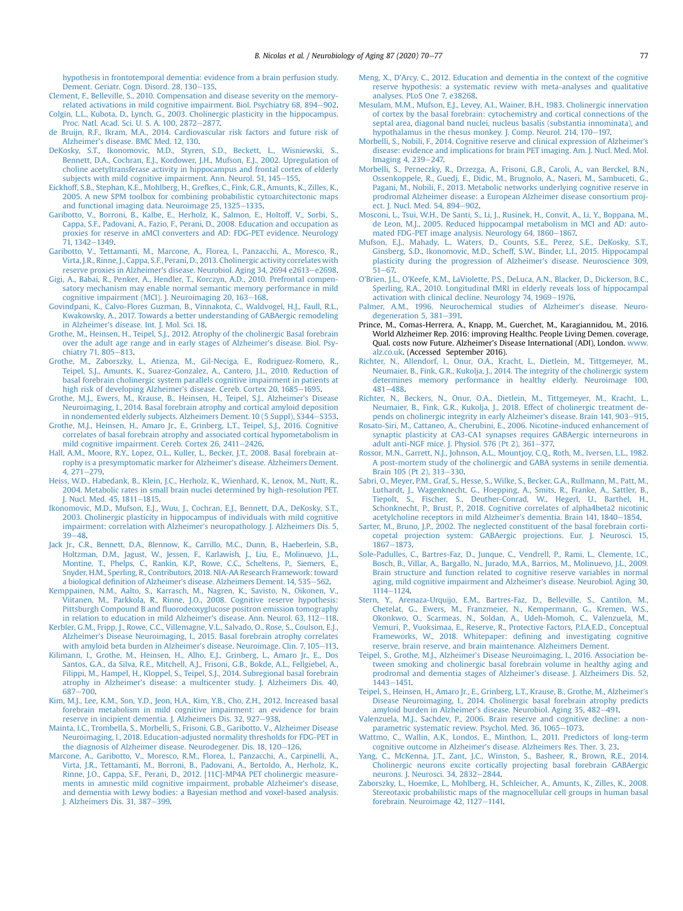hypothesis in frontotemporal dementia: evidence from a brain perfusion study. Dement. Geriatr. Cogn. Disord. 28, 130–135.

Clement, F., Belleville, S., 2010. Compensation and disease severity on the memory-related activations in mild cognitive impairment. Biol. Psychiatry 68, 894–902.

Colgin, L.L., Kubota, D., Lynch, G., 2003. Cholinergic plasticity in the hippocampus. Proc. Natl. Acad. Sci. U. S. A. 100, 2872–2877.

de Bruijn, R.F., Ikram, M.A., 2014. Cardiovascular risk factors and future risk of Alzheimer's disease. BMC Med. 12, 130.

DeKosky, S.T., Ikonomovic, M.D., Styren, S.D., Beckett, L., Wisniewski, S., Bennett, D.A., Cochran, E.J., Kordower, J.H., Mufson, E.J., 2002. Upregulation of choline acetyltransferase activity in hippocampus and frontal cortex of elderly subjects with mild cognitive impairment. Ann. Neurol. 51, 145–155.

Eickhoff, S.B., Stephan, K.E., Mohlberg, H., Grefkes, C., Fink, G.R., Amunts, K., Zilles, K., 2005. A new SPM toolbox for combining probabilistic cytoarchitectonic maps and functional imaging data. Neuroimage 25, 1325–1335.

Garibotto, V., Borroni, B., Kalbe, E., Herholz, K., Salmon, E., Holtoff, V., Sorbi, S., Cappa, S.F., Padovani, A., Fazio, F., Perani, D., 2008. Education and occupation as proxies for reserve in aMCI converters and AD: FDG-PET evidence. Neurology 71, 1342–1349.

Garibotto, V., Tettamanti, M., Marcone, A., Florea, I., Panzacchi, A., Moresco, R., Virta, J.R., Rinne, J., Cappa, S.F., Perani, D., 2013. Cholinergic activity correlates with reserve proxies in Alzheimer's disease. Neurobiol. Aging 34, 2694 e2613–e2698.

Gigi, A., Babai, R., Penker, A., Hendler, T., Korczyn, A.D., 2010. Prefrontal compensatory mechanism may enable normal semantic memory performance in mild cognitive impairment (MCI). J. Neuroimaging 20, 163–168.

Govindpani, K., Calvo-Flores Guzman, B., Vinnakota, C., Waldvogel, H.J., Faull, R.L., Kwakowsky, A., 2017. Towards a better understanding of GABAergic remodeling in Alzheimer's disease. Int. J. Mol. Sci. 18.

Grothe, M., Heinsen, H., Teipel, S.J., 2012. Atrophy of the cholinergic Basal forebrain over the adult age range and in early stages of Alzheimer's disease. Biol. Psychiatry 71, 805–813.

Grothe, M., Zaborszky, L., Atienza, M., Gil-Neciga, E., Rodriguez-Romero, R., Teipel, S.J., Amunts, K., Suarez-Gonzalez, A., Cantero, J.L., 2010. Reduction of basal forebrain cholinergic system parallels cognitive impairment in patients at high risk of developing Alzheimer's disease. Cereb. Cortex 20, 1685–1695.

Grothe, M.J., Ewers, M., Krause, B., Heinsen, H., Teipel, S.J., Alzheimer's Disease Neuroimaging, I., 2014. Basal forebrain atrophy and cortical amyloid deposition in nondemented elderly subjects. Alzheimers Dement. 10 (5 Suppl), S344–S353.

Grothe, M.J., Heinsen, H., Amaro Jr., E., Grinberg, L.T., Teipel, S.J., 2016. Cognitive correlates of basal forebrain atrophy and associated cortical hypometabolism in mild cognitive impairment. Cereb. Cortex 26, 2411–2426.

Hall, A.M., Moore, R.Y., Lopez, O.L., Kuller, L., Becker, J.T., 2008. Basal forebrain atrophy is a presymptomatic marker for Alzheimer's disease. Alzheimers Dement. 4, 271–279.

Heiss, W.D., Habedank, B., Klein, J.C., Herholz, K., Wienhard, K., Lenox, M., Nutt, R., 2004. Metabolic rates in small brain nuclei determined by high-resolution PET. J. Nucl. Med. 45, 1811–1815.

Ikonomovic, M.D., Mufson, E.J., Wuu, J., Cochran, E.J., Bennett, D.A., DeKosky, S.T., 2003. Cholinergic plasticity in hippocampus of individuals with mild cognitive impairment: correlation with Alzheimer's neuropathology. J. Alzheimers Dis. 5, 39–48.

Jack Jr., C.R., Bennett, D.A., Blennow, K., Carrillo, M.C., Dunn, B., Haeberlein, S.B., Holtzman, D.M., Jagust, W., Jessen, F., Karlawish, J., Liu, E., Molinuevo, J.L., Montine, T., Phelps, C., Rankin, K.P., Rowe, C.C., Scheltens, P., Siemers, E., Snyder, H.M., Sperling, R., Contributors, 2018. NIA-AA Research Framework: toward a biological definition of Alzheimer's disease. Alzheimers Dement. 14, 535–562.

Kemppainen, N.M., Aalto, S., Karrasch, M., Nagren, K., Savisto, N., Oikonen, V., Viitanen, M., Parkkola, R., Rinne, J.O., 2008. Cognitive reserve hypothesis: Pittsburgh Compound B and fluorodeoxyglucose positron emission tomography in relation to education in mild Alzheimer's disease. Ann. Neurol. 63, 112–118.

Kerbler, G.M., Fripp, J., Rowe, C.C., Villemagne, V.L., Salvado, O., Rose, S., Coulson, E.J., Alzheimer's Disease Neuroimaging, I., 2015. Basal forebrain atrophy correlates with amyloid beta burden in Alzheimer's disease. Neuroimage. Clin. 7, 105–113.

Kilimann, I., Grothe, M., Heinsen, H., Alho, E.J., Grinberg, L., Amaro Jr., E., Dos Santos, G.A., da Silva, R.E., Mitchell, A.J., Frisoni, G.B., Bokde, A.L., Fellgiebel, A., Filippi, M., Hampel, H., Kloppel, S., Teipel, S.J., 2014. Subregional basal forebrain atrophy in Alzheimer's disease: a multicenter study. J. Alzheimers Dis. 40, 687–700.

Kim, M.J., Lee, K.M., Son, Y.D., Jeon, H.A., Kim, Y.B., Cho, Z.H., 2012. Increased basal forebrain metabolism in mild cognitive impairment: an evidence for brain reserve in incipient dementia. J. Alzheimers Dis. 32, 927–938.

Mainta, I.C., Trombella, S., Morbelli, S., Frisoni, G.B., Garibotto, V., Alzheimer Disease Neuroimaging, I., 2018. Education-adjusted normality thresholds for FDG-PET in the diagnosis of Alzheimer disease. Neurodegener. Dis. 18, 120–126.

Marcone, A., Garibotto, V., Moresco, R.M., Florea, I., Panzacchi, A., Carpinelli, A., Virta, J.R., Tettamanti, M., Borroni, B., Padovani, A., Bertoldo, A., Herholz, K., Rinne, J.O., Cappa, S.F., Perani, D., 2012. [11C]-MP4A PET cholinergic measurements in amnestic mild cognitive impairment, probable Alzheimer's disease, and dementia with Lewy bodies: a Bayesian method and voxel-based analysis. J. Alzheimers Dis. 31, 387–399.

Meng, X., D'Arcy, C., 2012. Education and dementia in the context of the cognitive reserve hypothesis: a systematic review with meta-analyses and qualitative analyses. PLoS One 7, e38268.

Mesulam, M.M., Mufson, E.J., Levey, A.I., Wainer, B.H., 1983. Cholinergic innervation of cortex by the basal forebrain: cytochemistry and cortical connections of the septal area, diagonal band nuclei, nucleus basalis (substantia innominata), and hypothalamus in the rhesus monkey. J. Comp. Neurol. 214, 170–197.

Morbelli, S., Nobili, F., 2014. Cognitive reserve and clinical expression of Alzheimer's disease: evidence and implications for brain PET imaging. Am. J. Nucl. Med. Mol. Imaging 4, 239–247.

Morbelli, S., Perneczky, R., Drzezga, A., Frisoni, G.B., Caroli, A., van Berckel, B.N., Ossenkoppele, R., Guedj, E., Didic, M., Brugnolo, A., Naseri, M., Sambuceti, G., Pagani, M., Nobili, F., 2013. Metabolic networks underlying cognitive reserve in prodromal Alzheimer disease: a European Alzheimer disease consortium project. J. Nucl. Med. 54, 894–902.

Mosconi, L., Tsui, W.H., De Santi, S., Li, J., Rusinek, H., Convit, A., Li, Y., Boppana, M., de Leon, M.J., 2005. Reduced hippocampal metabolism in MCI and AD: automated FDG-PET image analysis. Neurology 64, 1860–1867.

Mufson, E.J., Mahady, L., Waters, D., Counts, S.E., Perez, S.E., DeKosky, S.T., Ginsberg, S.D., Ikonomovic, M.D., Scheff, S.W., Binder, L.I., 2015. Hippocampal plasticity during the progression of Alzheimer's disease. Neuroscience 309, 51–67.

O'Brien, J.L., O'Keefe, K.M., LaViolette, P.S., DeLuca, A.N., Blacker, D., Dickerson, B.C., Sperling, R.A., 2010. Longitudinal fMRI in elderly reveals loss of hippocampal activation with clinical decline. Neurology 74, 1969–1976.

Palmer, A.M., 1996. Neurochemical studies of Alzheimer's disease. Neurodegeneration 5, 381–391.

Prince, M., Comas-Herrera, A., Knapp, M., Guerchet, M., Karagiannidou, M., 2016. World Alzheimer Rep. 2016: improving Healthc. People Living Demen. coverage, Qual. costs now Future. Alzheimer's Disease International (ADI), London. www.alz.co.uk. (Accessed September 2016).

Richter, N., Allendorf, I., Onur, O.A., Kracht, L., Dietlein, M., Tittgemeyer, M., Neumaier, B., Fink, G.R., Kukolja, J., 2014. The integrity of the cholinergic system determines memory performance in healthy elderly. Neuroimage 100, 481–488.

Richter, N., Beckers, N., Onur, O.A., Dietlein, M., Tittgemeyer, M., Kracht, L., Neumaier, B., Fink, G.R., Kukolja, J., 2018. Effect of cholinergic treatment depends on cholinergic integrity in early Alzheimer's disease. Brain 141, 903–915.

Rosato-Siri, M., Cattaneo, A., Cherubini, E., 2006. Nicotine-induced enhancement of synaptic plasticity at CA3-CA1 synapses requires GABAergic interneurons in adult anti-NGF mice. J. Physiol. 576 (Pt 2), 361–377.

Rossor, M.N., Garrett, N.J., Johnson, A.L., Mountjoy, C.Q., Roth, M., Iversen, L.L., 1982. A post-mortem study of the cholinergic and GABA systems in senile dementia. Brain 105 (Pt 2), 313–330.

Sabri, O., Meyer, P.M., Graf, S., Hesse, S., Wilke, S., Becker, G.A., Rullmann, M., Patt, M., Luthardt, J., Wagenknecht, G., Hoepping, A., Smits, R., Franke, A., Sattler, B., Tiepolt, S., Fischer, S., Deuther-Conrad, W., Hegerl, U., Barthel, H., Schonknecht, P., Brust, P., 2018. Cognitive correlates of alpha4beta2 nicotinic acetylcholine receptors in mild Alzheimer's dementia. Brain 141, 1840–1854.

Sarter, M., Bruno, J.P., 2002. The neglected constituent of the basal forebrain corticopetal projection system: GABAergic projections. Eur. J. Neurosci. 15, 1867–1873.

Sole-Padulles, C., Bartres-Faz, D., Junque, C., Vendrell, P., Rami, L., Clemente, I.C., Bosch, B., Villar, A., Bargallo, N., Jurado, M.A., Barrios, M., Molinuevo, J.L., 2009. Brain structure and function related to cognitive reserve variables in normal aging, mild cognitive impairment and Alzheimer's disease. Neurobiol. Aging 30, 1114–1124.

Stern, Y., Arenaza-Urquijo, E.M., Bartres-Faz, D., Belleville, S., Cantilon, M., Chetelat, G., Ewers, M., Franzmeier, N., Kempermann, G., Kremen, W.S., Okonkwo, O., Scarmeas, N., Soldan, A., Udeh-Momoh, C., Valenzuela, M., Vemuri, P., Vuoksimaa, E., Reserve, R., Protective Factors, P.I.A.E.D., Conceptual Frameworks, W., 2018. Whitepaper: defining and investigating cognitive reserve, brain reserve, and brain maintenance. Alzheimers Dement.

Teipel, S., Grothe, M.J., Alzheimer's Disease Neuroimaging, I., 2016. Association between smoking and cholinergic basal forebrain volume in healthy aging and prodromal and dementia stages of Alzheimer's disease. J. Alzheimers Dis. 52, 1443–1451.

Teipel, S., Heinsen, H., Amaro Jr., E., Grinberg, L.T., Krause, B., Grothe, M., Alzheimer's Disease Neuroimaging, I., 2014. Cholinergic basal forebrain atrophy predicts amyloid burden in Alzheimer's disease. Neurobiol. Aging 35, 482–491.

Valenzuela, M.J., Sachdev, P., 2006. Brain reserve and cognitive decline: a non-parametric systematic review. Psychol. Med. 36, 1065–1073.

Wattmo, C., Wallin, A.K., Londos, E., Minthon, L., 2011. Predictors of long-term cognitive outcome in Alzheimer's disease. Alzheimers Res. Ther. 3, 23.

Yang, C., McKenna, J.T., Zant, J.C., Winston, S., Basheer, R., Brown, R.E., 2014. Cholinergic neurons excite cortically projecting basal forebrain GABAergic neurons. J. Neurosci. 34, 2832–2844.

Zaborszky, L., Hoemke, L., Mohlberg, H., Schleicher, A., Amunts, K., Zilles, K., 2008. Stereotaxic probabilistic maps of the magnocellular cell groups in human basal forebrain. Neuroimage 42, 1127–1141.